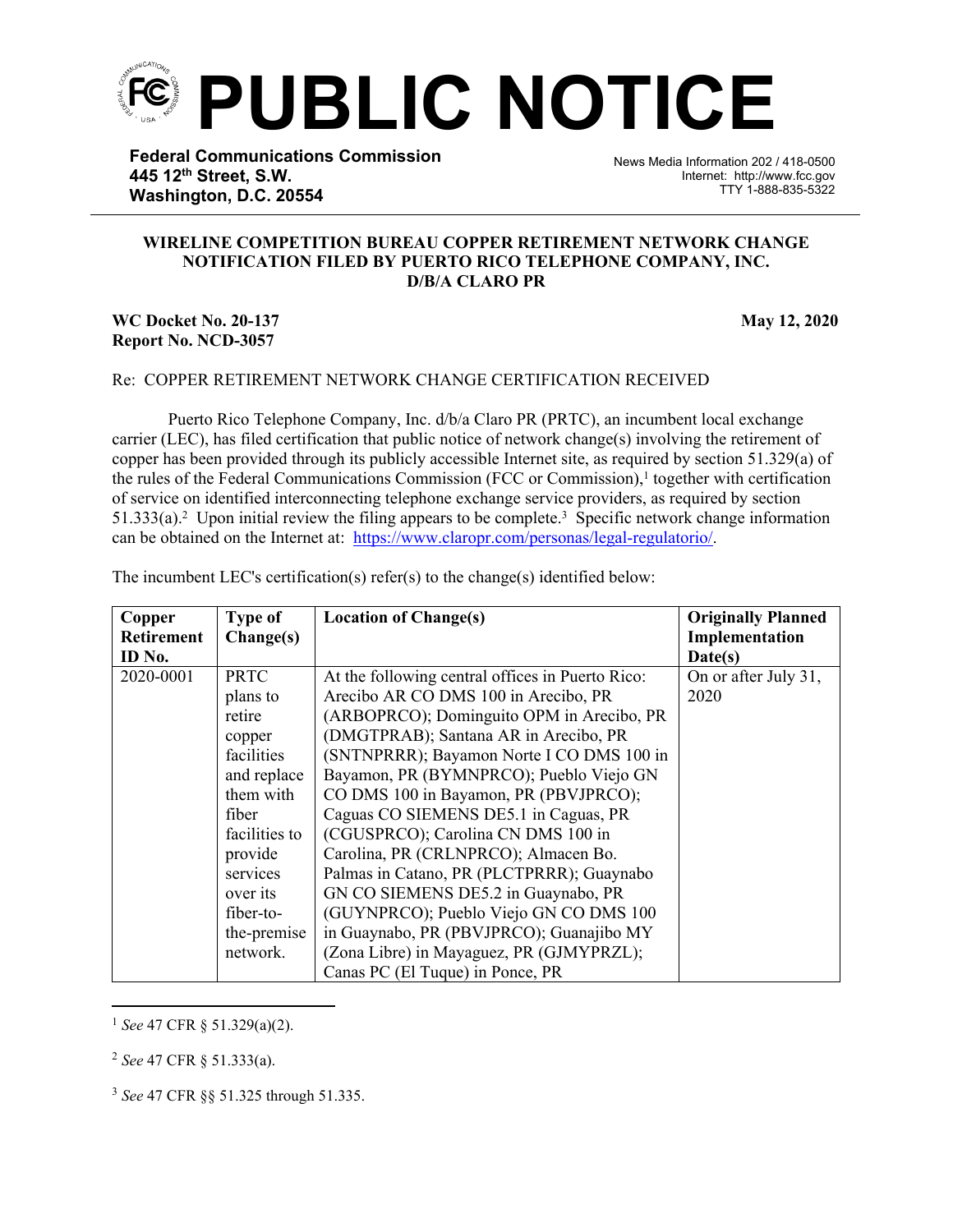# PUBLIC NOTICE

**Federal Communications Commission**
**445 12th Street, S.W.**
**Washington, D.C. 20554**

News Media Information 202 / 418-0500
Internet: http://www.fcc.gov
TTY 1-888-835-5322

**WIRELINE COMPETITION BUREAU COPPER RETIREMENT NETWORK CHANGE NOTIFICATION FILED BY PUERTO RICO TELEPHONE COMPANY, INC. D/B/A CLARO PR**

**WC Docket No. 20-137**
**Report No. NCD-3057**

**May 12, 2020**

Re: COPPER RETIREMENT NETWORK CHANGE CERTIFICATION RECEIVED

Puerto Rico Telephone Company, Inc. d/b/a Claro PR (PRTC), an incumbent local exchange carrier (LEC), has filed certification that public notice of network change(s) involving the retirement of copper has been provided through its publicly accessible Internet site, as required by section 51.329(a) of the rules of the Federal Communications Commission (FCC or Commission),[1] together with certification of service on identified interconnecting telephone exchange service providers, as required by section 51.333(a).[2] Upon initial review the filing appears to be complete.[3] Specific network change information can be obtained on the Internet at: https://www.claropr.com/personas/legal-regulatorio/.

The incumbent LEC's certification(s) refer(s) to the change(s) identified below:

| Copper Retirement ID No. | Type of Change(s) | Location of Change(s) | Originally Planned Implementation Date(s) |
|---|---|---|---|
| 2020-0001 | PRTC plans to retire copper facilities and replace them with fiber facilities to provide services over its fiber-to-the-premise network. | At the following central offices in Puerto Rico: Arecibo AR CO DMS 100 in Arecibo, PR (ARBOPRCO); Dominguito OPM in Arecibo, PR (DMGTPRAB); Santana AR in Arecibo, PR (SNTNPRRR); Bayamon Norte I CO DMS 100 in Bayamon, PR (BYMNPRCO); Pueblo Viejo GN CO DMS 100 in Bayamon, PR (PBVJPRCO); Caguas CO SIEMENS DE5.1 in Caguas, PR (CGUSPRCO); Carolina CN DMS 100 in Carolina, PR (CRLNPRCO); Almacen Bo. Palmas in Catano, PR (PLCTPRRR); Guaynabo GN CO SIEMENS DE5.2 in Guaynabo, PR (GUYNPRCO); Pueblo Viejo GN CO DMS 100 in Guaynabo, PR (PBVJPRCO); Guanajibo MY (Zona Libre) in Mayaguez, PR (GJMYPRZL); Canas PC (El Tuque) in Ponce, PR | On or after July 31, 2020 |

[1] *See* 47 CFR § 51.329(a)(2).

[2] *See* 47 CFR § 51.333(a).

[3] *See* 47 CFR §§ 51.325 through 51.335.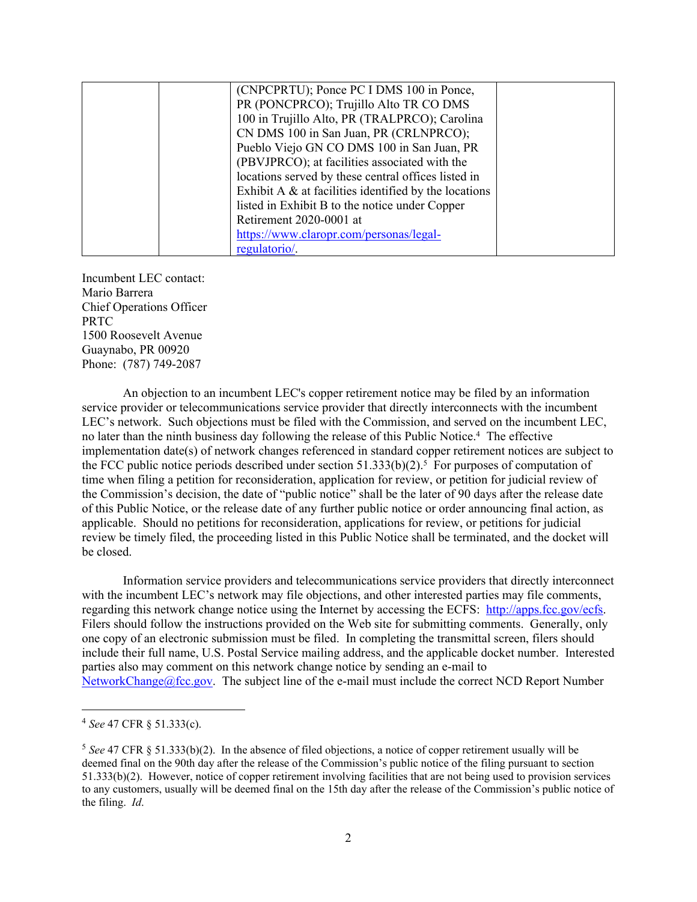|  |  | (CNPCPRTU); Ponce PC I DMS 100 in Ponce, PR (PONCPRCO); Trujillo Alto TR CO DMS 100 in Trujillo Alto, PR (TRALPRCO); Carolina CN DMS 100 in San Juan, PR (CRLNPRCO); Pueblo Viejo GN CO DMS 100 in San Juan, PR (PBVJPRCO); at facilities associated with the locations served by these central offices listed in Exhibit A & at facilities identified by the locations listed in Exhibit B to the notice under Copper Retirement 2020-0001 at https://www.claropr.com/personas/legal-regulatorio/. |  |
|---|---|---|---|

Incumbent LEC contact:
Mario Barrera
Chief Operations Officer
PRTC
1500 Roosevelt Avenue
Guaynabo, PR 00920
Phone: (787) 749-2087

An objection to an incumbent LEC's copper retirement notice may be filed by an information service provider or telecommunications service provider that directly interconnects with the incumbent LEC's network. Such objections must be filed with the Commission, and served on the incumbent LEC, no later than the ninth business day following the release of this Public Notice.[4] The effective implementation date(s) of network changes referenced in standard copper retirement notices are subject to the FCC public notice periods described under section 51.333(b)(2).[5] For purposes of computation of time when filing a petition for reconsideration, application for review, or petition for judicial review of the Commission's decision, the date of "public notice" shall be the later of 90 days after the release date of this Public Notice, or the release date of any further public notice or order announcing final action, as applicable. Should no petitions for reconsideration, applications for review, or petitions for judicial review be timely filed, the proceeding listed in this Public Notice shall be terminated, and the docket will be closed.

Information service providers and telecommunications service providers that directly interconnect with the incumbent LEC's network may file objections, and other interested parties may file comments, regarding this network change notice using the Internet by accessing the ECFS: http://apps.fcc.gov/ecfs. Filers should follow the instructions provided on the Web site for submitting comments. Generally, only one copy of an electronic submission must be filed. In completing the transmittal screen, filers should include their full name, U.S. Postal Service mailing address, and the applicable docket number. Interested parties also may comment on this network change notice by sending an e-mail to NetworkChange@fcc.gov. The subject line of the e-mail must include the correct NCD Report Number

---

[4] *See* 47 CFR § 51.333(c).

[5] *See* 47 CFR § 51.333(b)(2). In the absence of filed objections, a notice of copper retirement usually will be deemed final on the 90th day after the release of the Commission's public notice of the filing pursuant to section 51.333(b)(2). However, notice of copper retirement involving facilities that are not being used to provision services to any customers, usually will be deemed final on the 15th day after the release of the Commission's public notice of the filing. *Id*.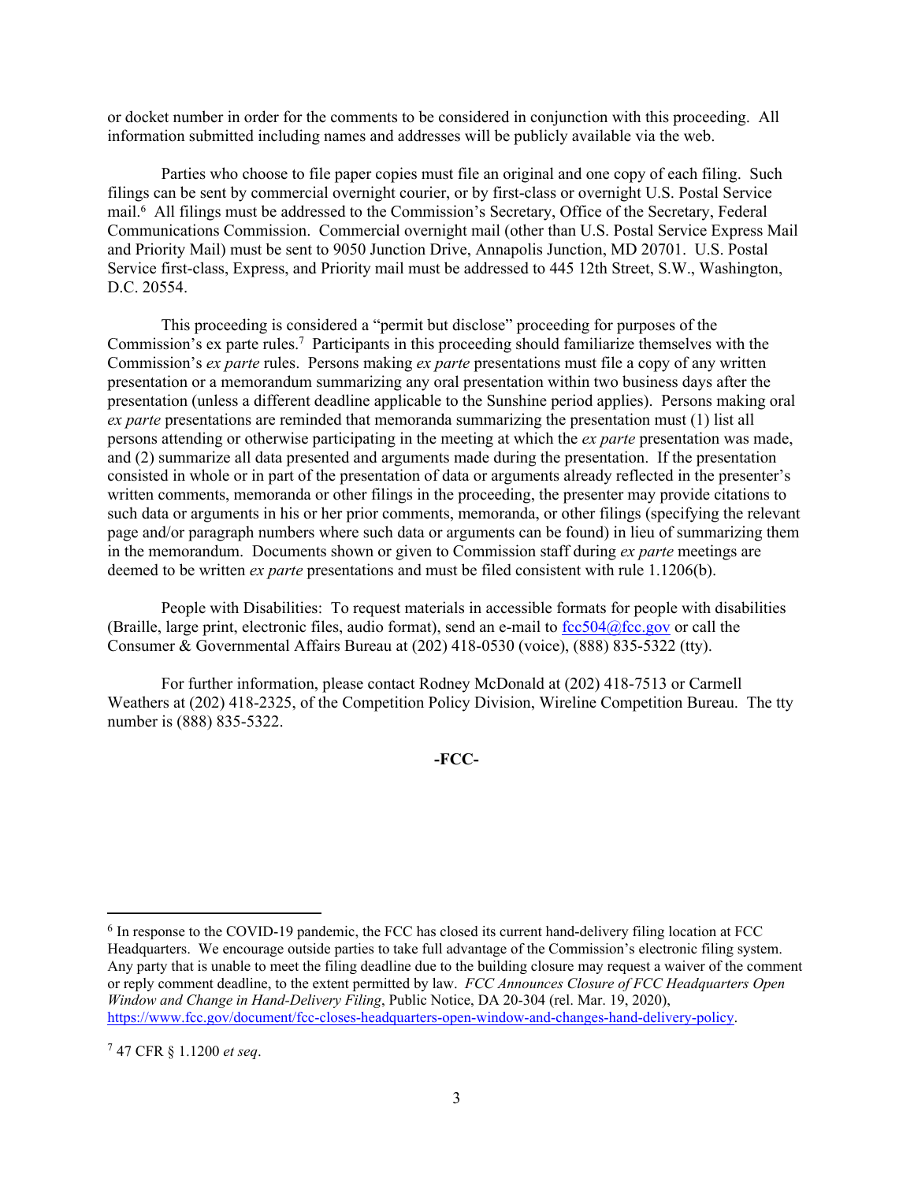or docket number in order for the comments to be considered in conjunction with this proceeding. All information submitted including names and addresses will be publicly available via the web.

Parties who choose to file paper copies must file an original and one copy of each filing. Such filings can be sent by commercial overnight courier, or by first-class or overnight U.S. Postal Service mail.[6] All filings must be addressed to the Commission's Secretary, Office of the Secretary, Federal Communications Commission. Commercial overnight mail (other than U.S. Postal Service Express Mail and Priority Mail) must be sent to 9050 Junction Drive, Annapolis Junction, MD 20701. U.S. Postal Service first-class, Express, and Priority mail must be addressed to 445 12th Street, S.W., Washington, D.C. 20554.

This proceeding is considered a "permit but disclose" proceeding for purposes of the Commission's ex parte rules.[7] Participants in this proceeding should familiarize themselves with the Commission's *ex parte* rules. Persons making *ex parte* presentations must file a copy of any written presentation or a memorandum summarizing any oral presentation within two business days after the presentation (unless a different deadline applicable to the Sunshine period applies). Persons making oral *ex parte* presentations are reminded that memoranda summarizing the presentation must (1) list all persons attending or otherwise participating in the meeting at which the *ex parte* presentation was made, and (2) summarize all data presented and arguments made during the presentation. If the presentation consisted in whole or in part of the presentation of data or arguments already reflected in the presenter's written comments, memoranda or other filings in the proceeding, the presenter may provide citations to such data or arguments in his or her prior comments, memoranda, or other filings (specifying the relevant page and/or paragraph numbers where such data or arguments can be found) in lieu of summarizing them in the memorandum. Documents shown or given to Commission staff during *ex parte* meetings are deemed to be written *ex parte* presentations and must be filed consistent with rule 1.1206(b).

People with Disabilities: To request materials in accessible formats for people with disabilities (Braille, large print, electronic files, audio format), send an e-mail to fcc504@fcc.gov or call the Consumer & Governmental Affairs Bureau at (202) 418-0530 (voice), (888) 835-5322 (tty).

For further information, please contact Rodney McDonald at (202) 418-7513 or Carmell Weathers at (202) 418-2325, of the Competition Policy Division, Wireline Competition Bureau. The tty number is (888) 835-5322.

**-FCC-**

---

[6] In response to the COVID-19 pandemic, the FCC has closed its current hand-delivery filing location at FCC Headquarters. We encourage outside parties to take full advantage of the Commission's electronic filing system. Any party that is unable to meet the filing deadline due to the building closure may request a waiver of the comment or reply comment deadline, to the extent permitted by law. *FCC Announces Closure of FCC Headquarters Open Window and Change in Hand-Delivery Filing*, Public Notice, DA 20-304 (rel. Mar. 19, 2020), https://www.fcc.gov/document/fcc-closes-headquarters-open-window-and-changes-hand-delivery-policy.

[7] 47 CFR § 1.1200 *et seq*.